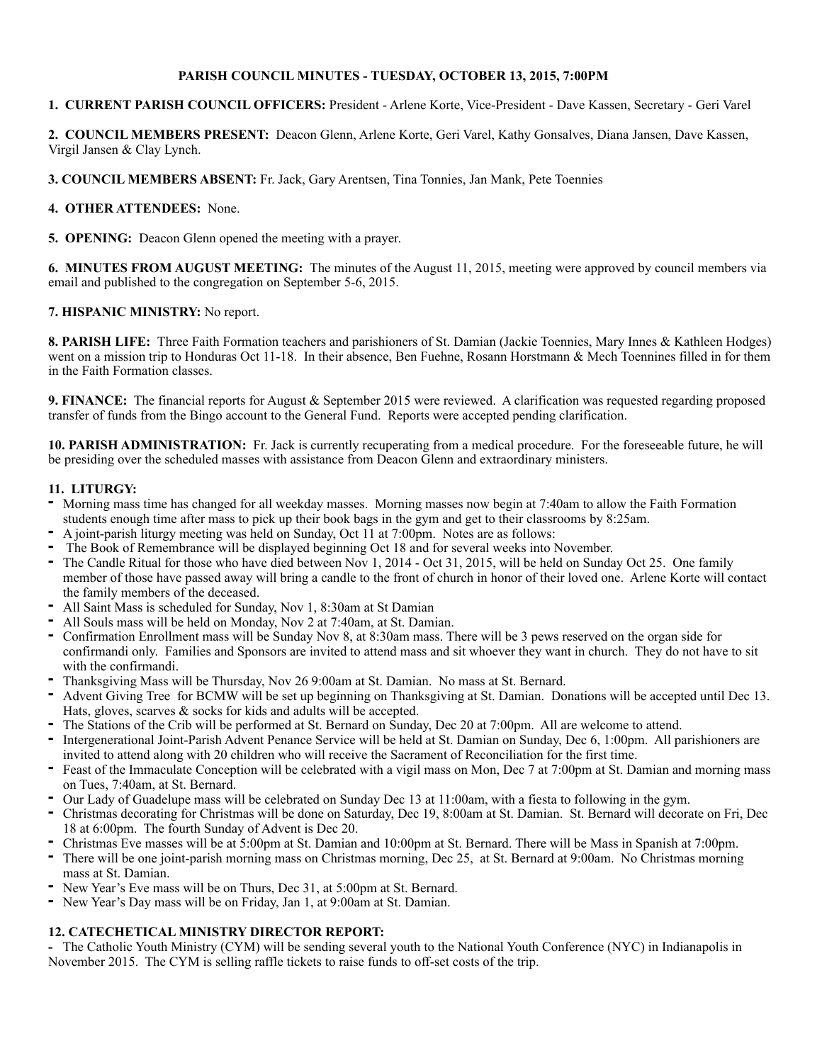**PARISH COUNCIL MINUTES - TUESDAY, OCTOBER 13, 2015, 7:00PM**

**1. CURRENT PARISH COUNCIL OFFICERS:** President - Arlene Korte, Vice-President - Dave Kassen, Secretary - Geri Varel

**2. COUNCIL MEMBERS PRESENT:** Deacon Glenn, Arlene Korte, Geri Varel, Kathy Gonsalves, Diana Jansen, Dave Kassen, Virgil Jansen & Clay Lynch.

**3. COUNCIL MEMBERS ABSENT:** Fr. Jack, Gary Arentsen, Tina Tonnies, Jan Mank, Pete Toennies

**4. OTHER ATTENDEES:** None.

**5. OPENING:** Deacon Glenn opened the meeting with a prayer.

**6. MINUTES FROM AUGUST MEETING:** The minutes of the August 11, 2015, meeting were approved by council members via email and published to the congregation on September 5-6, 2015.

**7. HISPANIC MINISTRY:** No report.

**8. PARISH LIFE:** Three Faith Formation teachers and parishioners of St. Damian (Jackie Toennies, Mary Innes & Kathleen Hodges) went on a mission trip to Honduras Oct 11-18. In their absence, Ben Fuehne, Rosann Horstmann & Mech Toennines filled in for them in the Faith Formation classes.

**9. FINANCE:** The financial reports for August & September 2015 were reviewed. A clarification was requested regarding proposed transfer of funds from the Bingo account to the General Fund. Reports were accepted pending clarification.

**10. PARISH ADMINISTRATION:** Fr. Jack is currently recuperating from a medical procedure. For the foreseeable future, he will be presiding over the scheduled masses with assistance from Deacon Glenn and extraordinary ministers.

**11. LITURGY:**

- Morning mass time has changed for all weekday masses. Morning masses now begin at 7:40am to allow the Faith Formation students enough time after mass to pick up their book bags in the gym and get to their classrooms by 8:25am.
- A joint-parish liturgy meeting was held on Sunday, Oct 11 at 7:00pm. Notes are as follows:
- The Book of Remembrance will be displayed beginning Oct 18 and for several weeks into November.
- The Candle Ritual for those who have died between Nov 1, 2014 - Oct 31, 2015, will be held on Sunday Oct 25. One family member of those have passed away will bring a candle to the front of church in honor of their loved one. Arlene Korte will contact the family members of the deceased.
- All Saint Mass is scheduled for Sunday, Nov 1, 8:30am at St Damian
- All Souls mass will be held on Monday, Nov 2 at 7:40am, at St. Damian.
- Confirmation Enrollment mass will be Sunday Nov 8, at 8:30am mass. There will be 3 pews reserved on the organ side for confirmandi only. Families and Sponsors are invited to attend mass and sit whoever they want in church. They do not have to sit with the confirmandi.
- Thanksgiving Mass will be Thursday, Nov 26 9:00am at St. Damian. No mass at St. Bernard.
- Advent Giving Tree for BCMW will be set up beginning on Thanksgiving at St. Damian. Donations will be accepted until Dec 13. Hats, gloves, scarves & socks for kids and adults will be accepted.
- The Stations of the Crib will be performed at St. Bernard on Sunday, Dec 20 at 7:00pm. All are welcome to attend.
- Intergenerational Joint-Parish Advent Penance Service will be held at St. Damian on Sunday, Dec 6, 1:00pm. All parishioners are invited to attend along with 20 children who will receive the Sacrament of Reconciliation for the first time.
- Feast of the Immaculate Conception will be celebrated with a vigil mass on Mon, Dec 7 at 7:00pm at St. Damian and morning mass on Tues, 7:40am, at St. Bernard.
- Our Lady of Guadelupe mass will be celebrated on Sunday Dec 13 at 11:00am, with a fiesta to following in the gym.
- Christmas decorating for Christmas will be done on Saturday, Dec 19, 8:00am at St. Damian. St. Bernard will decorate on Fri, Dec 18 at 6:00pm. The fourth Sunday of Advent is Dec 20.
- Christmas Eve masses will be at 5:00pm at St. Damian and 10:00pm at St. Bernard. There will be Mass in Spanish at 7:00pm.
- There will be one joint-parish morning mass on Christmas morning, Dec 25, at St. Bernard at 9:00am. No Christmas morning mass at St. Damian.
- New Year's Eve mass will be on Thurs, Dec 31, at 5:00pm at St. Bernard.
- New Year's Day mass will be on Friday, Jan 1, at 9:00am at St. Damian.

**12. CATECHETICAL MINISTRY DIRECTOR REPORT:**

- The Catholic Youth Ministry (CYM) will be sending several youth to the National Youth Conference (NYC) in Indianapolis in November 2015. The CYM is selling raffle tickets to raise funds to off-set costs of the trip.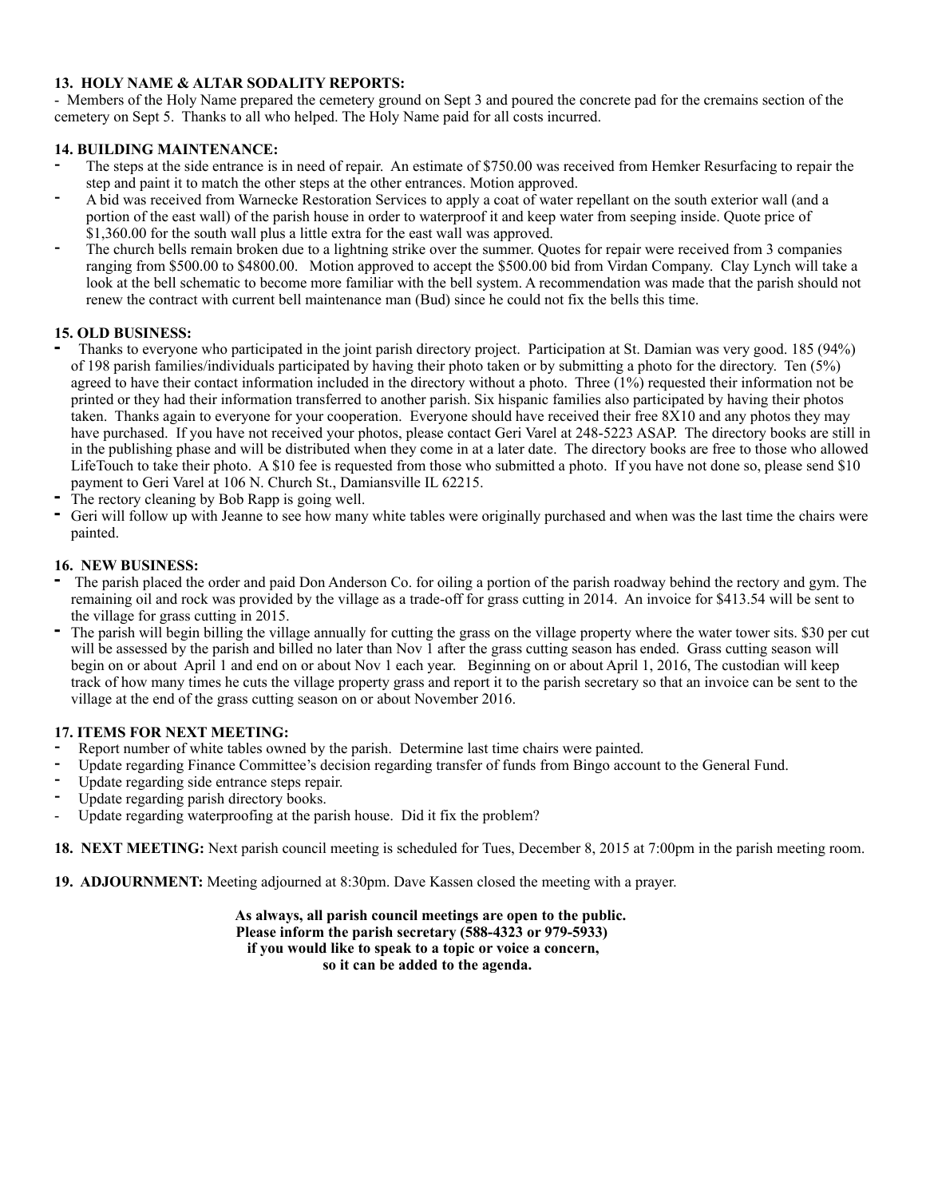**13. HOLY NAME & ALTAR SODALITY REPORTS:**

- Members of the Holy Name prepared the cemetery ground on Sept 3 and poured the concrete pad for the cremains section of the cemetery on Sept 5. Thanks to all who helped. The Holy Name paid for all costs incurred.

**14. BUILDING MAINTENANCE:**

- The steps at the side entrance is in need of repair. An estimate of $750.00 was received from Hemker Resurfacing to repair the step and paint it to match the other steps at the other entrances. Motion approved.
- A bid was received from Warnecke Restoration Services to apply a coat of water repellant on the south exterior wall (and a portion of the east wall) of the parish house in order to waterproof it and keep water from seeping inside. Quote price of $1,360.00 for the south wall plus a little extra for the east wall was approved.
- The church bells remain broken due to a lightning strike over the summer. Quotes for repair were received from 3 companies ranging from $500.00 to $4800.00. Motion approved to accept the $500.00 bid from Virdan Company. Clay Lynch will take a look at the bell schematic to become more familiar with the bell system. A recommendation was made that the parish should not renew the contract with current bell maintenance man (Bud) since he could not fix the bells this time.

**15. OLD BUSINESS:**

- Thanks to everyone who participated in the joint parish directory project. Participation at St. Damian was very good. 185 (94%) of 198 parish families/individuals participated by having their photo taken or by submitting a photo for the directory. Ten (5%) agreed to have their contact information included in the directory without a photo. Three (1%) requested their information not be printed or they had their information transferred to another parish. Six hispanic families also participated by having their photos taken. Thanks again to everyone for your cooperation. Everyone should have received their free 8X10 and any photos they may have purchased. If you have not received your photos, please contact Geri Varel at 248-5223 ASAP. The directory books are still in in the publishing phase and will be distributed when they come in at a later date. The directory books are free to those who allowed LifeTouch to take their photo. A $10 fee is requested from those who submitted a photo. If you have not done so, please send $10 payment to Geri Varel at 106 N. Church St., Damiansville IL 62215.
- The rectory cleaning by Bob Rapp is going well.
- Geri will follow up with Jeanne to see how many white tables were originally purchased and when was the last time the chairs were painted.

**16. NEW BUSINESS:**

- The parish placed the order and paid Don Anderson Co. for oiling a portion of the parish roadway behind the rectory and gym. The remaining oil and rock was provided by the village as a trade-off for grass cutting in 2014. An invoice for $413.54 will be sent to the village for grass cutting in 2015.
- The parish will begin billing the village annually for cutting the grass on the village property where the water tower sits. $30 per cut will be assessed by the parish and billed no later than Nov 1 after the grass cutting season has ended. Grass cutting season will begin on or about April 1 and end on or about Nov 1 each year. Beginning on or about April 1, 2016, The custodian will keep track of how many times he cuts the village property grass and report it to the parish secretary so that an invoice can be sent to the village at the end of the grass cutting season on or about November 2016.

**17. ITEMS FOR NEXT MEETING:**

- Report number of white tables owned by the parish. Determine last time chairs were painted.
- Update regarding Finance Committee's decision regarding transfer of funds from Bingo account to the General Fund.
- Update regarding side entrance steps repair.
- Update regarding parish directory books.
- Update regarding waterproofing at the parish house. Did it fix the problem?

**18. NEXT MEETING:** Next parish council meeting is scheduled for Tues, December 8, 2015 at 7:00pm in the parish meeting room.

**19. ADJOURNMENT:** Meeting adjourned at 8:30pm. Dave Kassen closed the meeting with a prayer.

**As always, all parish council meetings are open to the public.**
**Please inform the parish secretary (588-4323 or 979-5933)**
**if you would like to speak to a topic or voice a concern,**
**so it can be added to the agenda.**